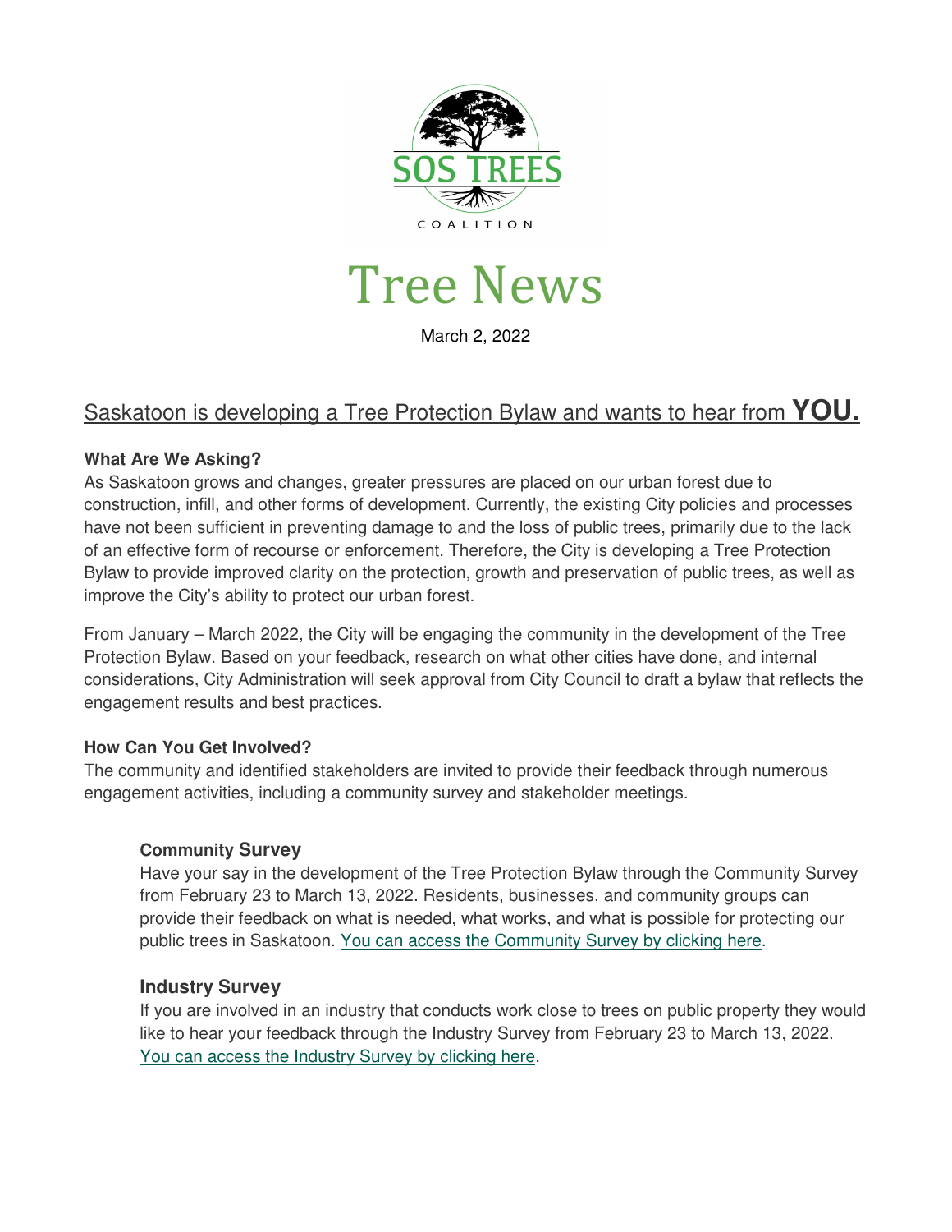SOS TREES

COALITION

# Tree News

March 2, 2022

## Saskatoon is developing a Tree Protection Bylaw and wants to hear from **YOU.**

**What Are We Asking?**

As Saskatoon grows and changes, greater pressures are placed on our urban forest due to construction, infill, and other forms of development. Currently, the existing City policies and processes have not been sufficient in preventing damage to and the loss of public trees, primarily due to the lack of an effective form of recourse or enforcement. Therefore, the City is developing a Tree Protection Bylaw to provide improved clarity on the protection, growth and preservation of public trees, as well as improve the City's ability to protect our urban forest.

From January – March 2022, the City will be engaging the community in the development of the Tree Protection Bylaw. Based on your feedback, research on what other cities have done, and internal considerations, City Administration will seek approval from City Council to draft a bylaw that reflects the engagement results and best practices.

**How Can You Get Involved?**

The community and identified stakeholders are invited to provide their feedback through numerous engagement activities, including a community survey and stakeholder meetings.

### Community Survey

Have your say in the development of the Tree Protection Bylaw through the Community Survey from February 23 to March 13, 2022. Residents, businesses, and community groups can provide their feedback on what is needed, what works, and what is possible for protecting our public trees in Saskatoon. You can access the Community Survey by clicking here.

### Industry Survey

If you are involved in an industry that conducts work close to trees on public property they would like to hear your feedback through the Industry Survey from February 23 to March 13, 2022. You can access the Industry Survey by clicking here.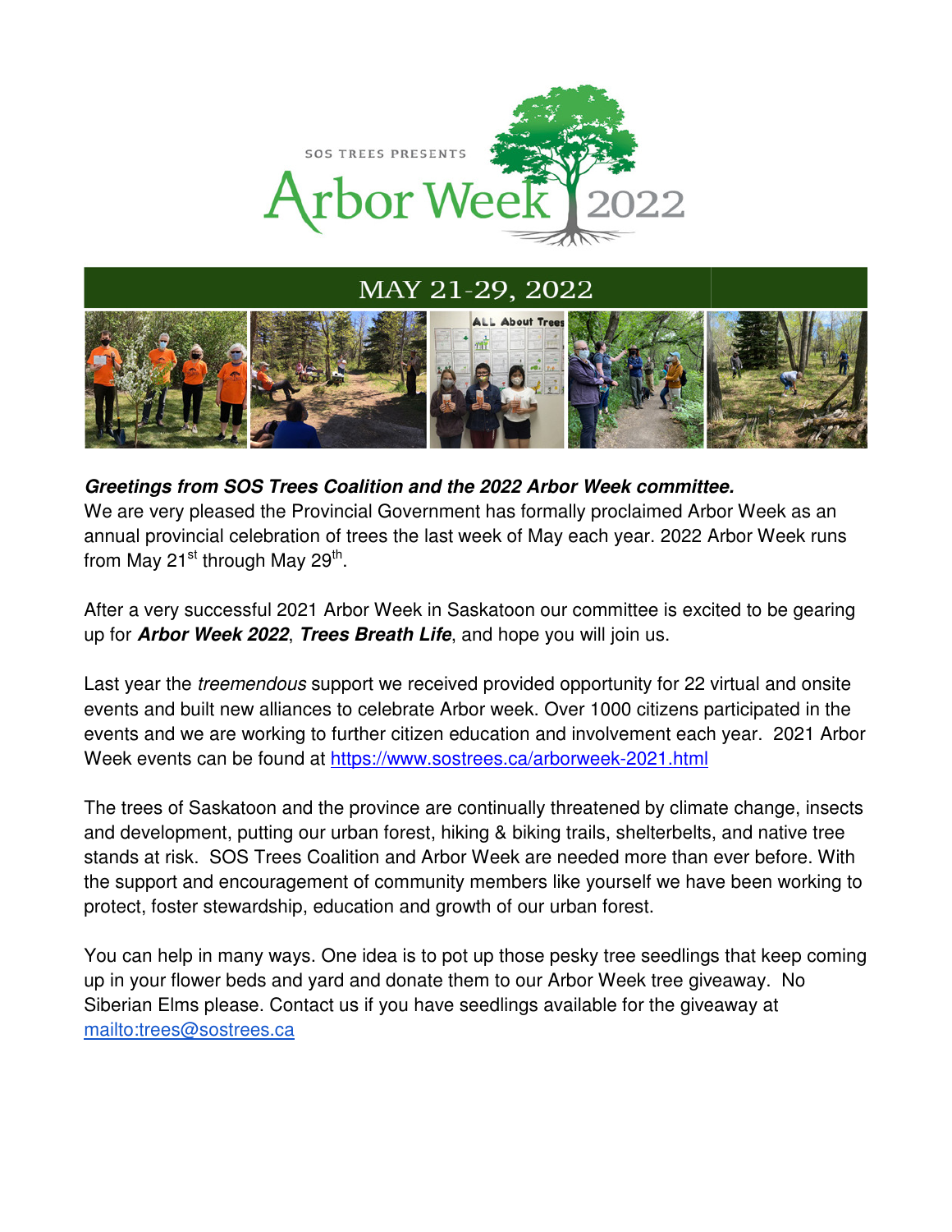SOS TREES PRESENTS

# Arbor Week 2022

## MAY 21-29, 2022

***Greetings from SOS Trees Coalition and the 2022 Arbor Week committee.***
We are very pleased the Provincial Government has formally proclaimed Arbor Week as an annual provincial celebration of trees the last week of May each year. 2022 Arbor Week runs from May 21st through May 29th.

After a very successful 2021 Arbor Week in Saskatoon our committee is excited to be gearing up for ***Arbor Week 2022***, ***Trees Breath Life***, and hope you will join us.

Last year the *treemendous* support we received provided opportunity for 22 virtual and onsite events and built new alliances to celebrate Arbor week. Over 1000 citizens participated in the events and we are working to further citizen education and involvement each year. 2021 Arbor Week events can be found at https://www.sostrees.ca/arborweek-2021.html

The trees of Saskatoon and the province are continually threatened by climate change, insects and development, putting our urban forest, hiking & biking trails, shelterbelts, and native tree stands at risk. SOS Trees Coalition and Arbor Week are needed more than ever before. With the support and encouragement of community members like yourself we have been working to protect, foster stewardship, education and growth of our urban forest.

You can help in many ways. One idea is to pot up those pesky tree seedlings that keep coming up in your flower beds and yard and donate them to our Arbor Week tree giveaway. No Siberian Elms please. Contact us if you have seedlings available for the giveaway at mailto:trees@sostrees.ca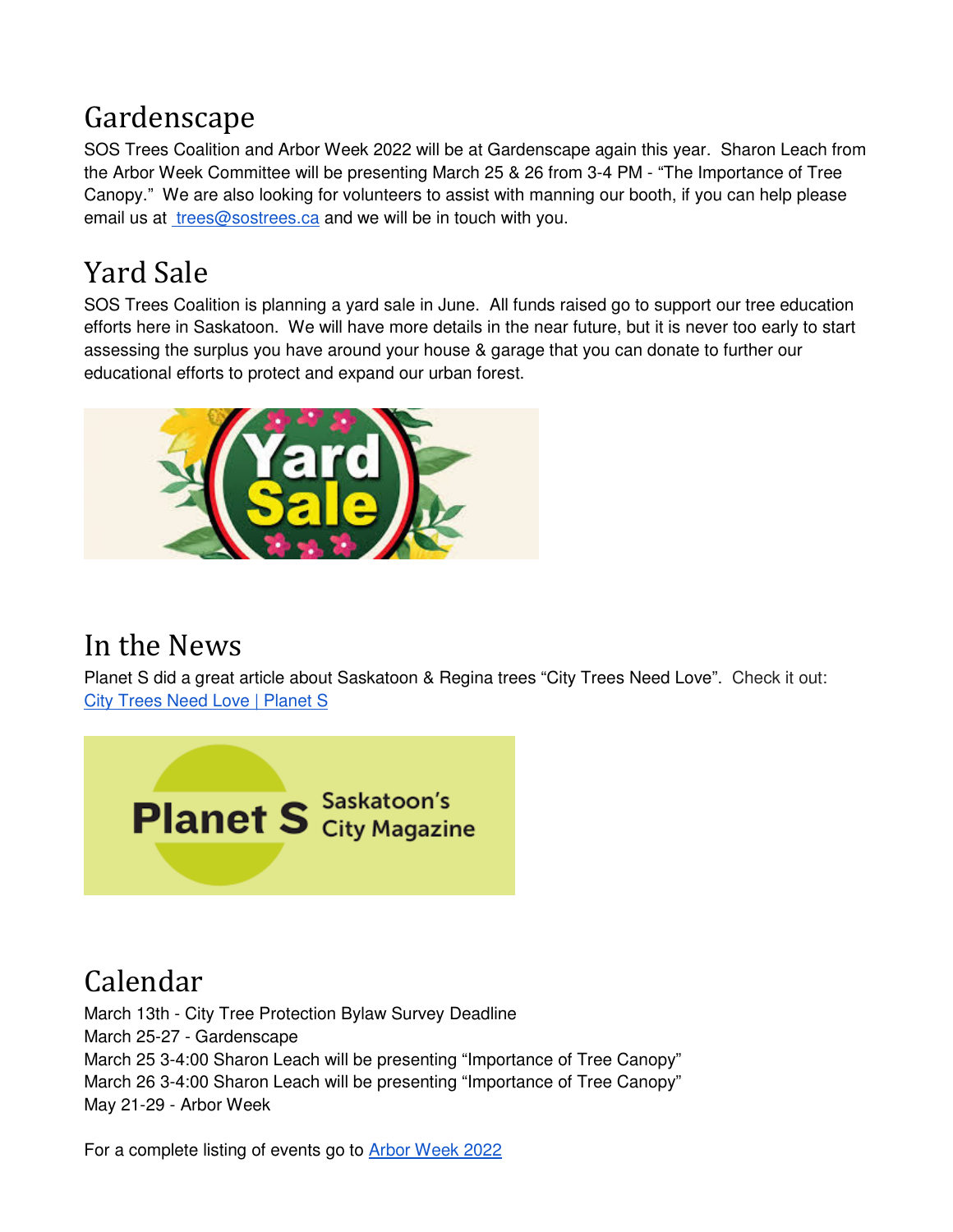## Gardenscape

SOS Trees Coalition and Arbor Week 2022 will be at Gardenscape again this year. Sharon Leach from the Arbor Week Committee will be presenting March 25 & 26 from 3-4 PM - "The Importance of Tree Canopy." We are also looking for volunteers to assist with manning our booth, if you can help please email us at [trees@sostrees.ca](mailto:trees@sostrees.ca) and we will be in touch with you.

## Yard Sale

SOS Trees Coalition is planning a yard sale in June. All funds raised go to support our tree education efforts here in Saskatoon. We will have more details in the near future, but it is never too early to start assessing the surplus you have around your house & garage that you can donate to further our educational efforts to protect and expand our urban forest.

## In the News

Planet S did a great article about Saskatoon & Regina trees "City Trees Need Love". Check it out: [City Trees Need Love | Planet S]()

## Calendar

March 13th - City Tree Protection Bylaw Survey Deadline
March 25-27 - Gardenscape
March 25 3-4:00 Sharon Leach will be presenting "Importance of Tree Canopy"
March 26 3-4:00 Sharon Leach will be presenting "Importance of Tree Canopy"
May 21-29 - Arbor Week

For a complete listing of events go to [Arbor Week 2022]()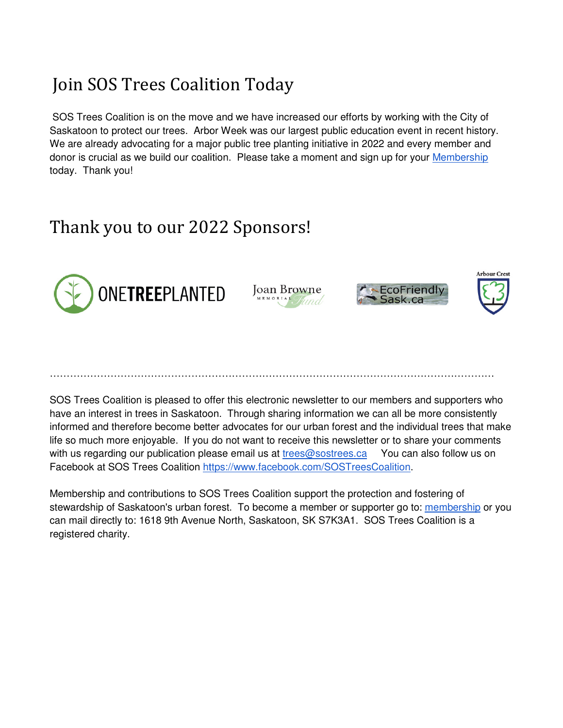# Join SOS Trees Coalition Today

SOS Trees Coalition is on the move and we have increased our efforts by working with the City of Saskatoon to protect our trees. Arbor Week was our largest public education event in recent history. We are already advocating for a major public tree planting initiative in 2022 and every member and donor is crucial as we build our coalition. Please take a moment and sign up for your Membership today. Thank you!

# Thank you to our 2022 Sponsors!

ONETREEPLANTED

Joan Browne Memorial Fund

EcoFriendly Sask.ca

Arbour Crest

…………………………………………………………………………………………………………………

SOS Trees Coalition is pleased to offer this electronic newsletter to our members and supporters who have an interest in trees in Saskatoon. Through sharing information we can all be more consistently informed and therefore become better advocates for our urban forest and the individual trees that make life so much more enjoyable. If you do not want to receive this newsletter or to share your comments with us regarding our publication please email us at trees@sostrees.ca You can also follow us on Facebook at SOS Trees Coalition https://www.facebook.com/SOSTreesCoalition.

Membership and contributions to SOS Trees Coalition support the protection and fostering of stewardship of Saskatoon's urban forest. To become a member or supporter go to: membership or you can mail directly to: 1618 9th Avenue North, Saskatoon, SK S7K3A1. SOS Trees Coalition is a registered charity.